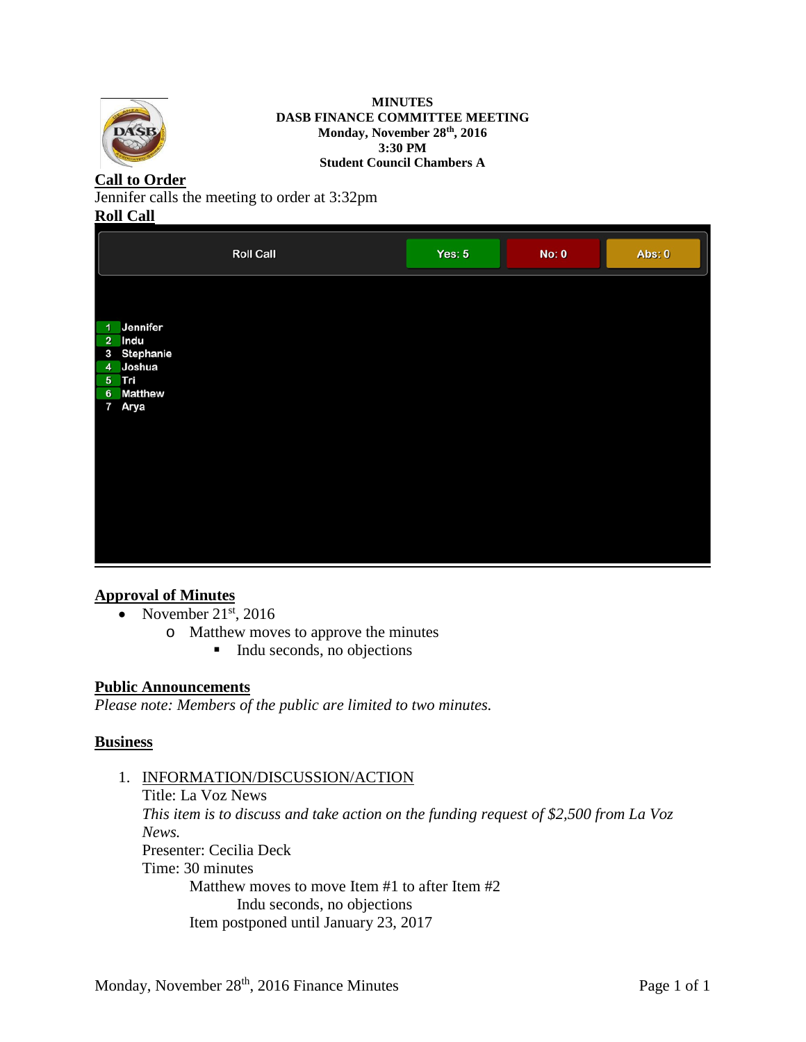**MINUTES**
**DASB FINANCE COMMITTEE MEETING**
**Monday, November 28th, 2016**
**3:30 PM**
**Student Council Chambers A**

## Call to Order

Jennifer calls the meeting to order at 3:32pm

## Roll Call

| Roll Call | Yes: 5 | No: 0 | Abs: 0 |
|---|---|---|---|
| 1 Jennifer | | | |
| 2 Indu | | | |
| 3 Stephanie | | | |
| 4 Joshua | | | |
| 5 Tri | | | |
| 6 Matthew | | | |
| 7 Arya | | | |

## Approval of Minutes

- November 21st, 2016
  - Matthew moves to approve the minutes
    - Indu seconds, no objections

## Public Announcements

*Please note: Members of the public are limited to two minutes.*

## Business

1. INFORMATION/DISCUSSION/ACTION
   Title: La Voz News
   *This item is to discuss and take action on the funding request of $2,500 from La Voz News.*
   Presenter: Cecilia Deck
   Time: 30 minutes
   Matthew moves to move Item #1 to after Item #2
   Indu seconds, no objections
   Item postponed until January 23, 2017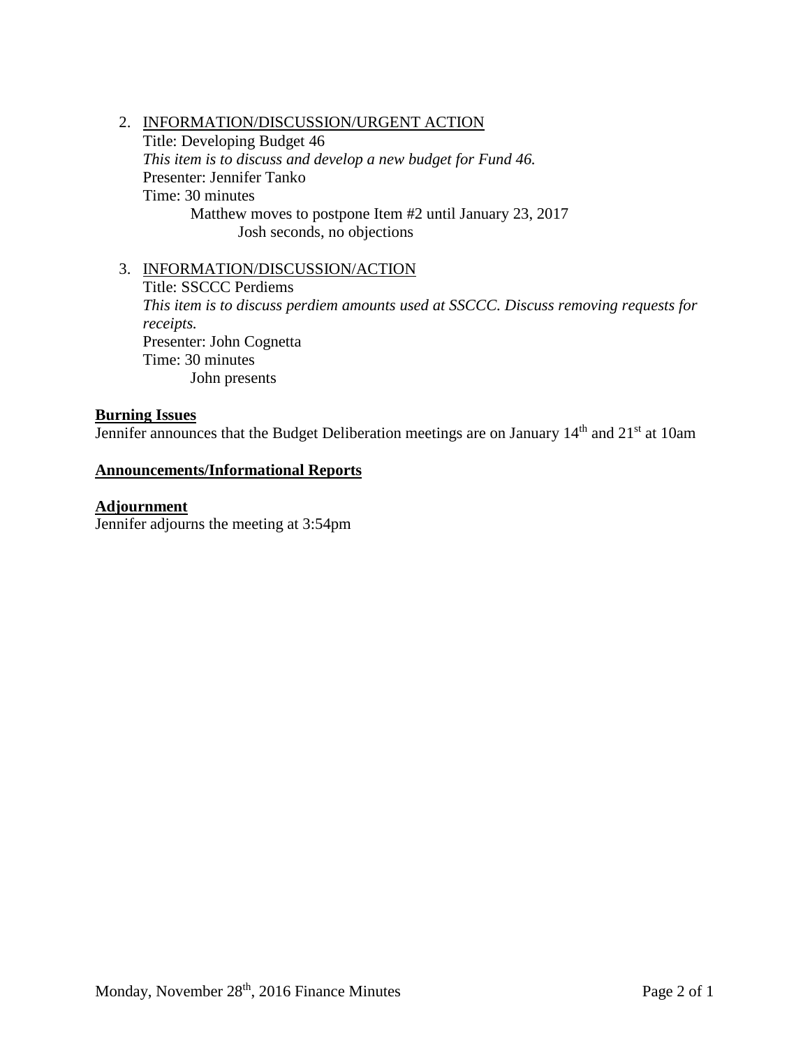2. INFORMATION/DISCUSSION/URGENT ACTION
   Title: Developing Budget 46
   *This item is to discuss and develop a new budget for Fund 46.*
   Presenter: Jennifer Tanko
   Time: 30 minutes
      Matthew moves to postpone Item #2 until January 23, 2017
         Josh seconds, no objections

3. INFORMATION/DISCUSSION/ACTION
   Title: SSCCC Perdiems
   *This item is to discuss perdiem amounts used at SSCCC. Discuss removing requests for receipts.*
   Presenter: John Cognetta
   Time: 30 minutes
      John presents

**Burning Issues**

Jennifer announces that the Budget Deliberation meetings are on January 14th and 21st at 10am

**Announcements/Informational Reports**

**Adjournment**

Jennifer adjourns the meeting at 3:54pm